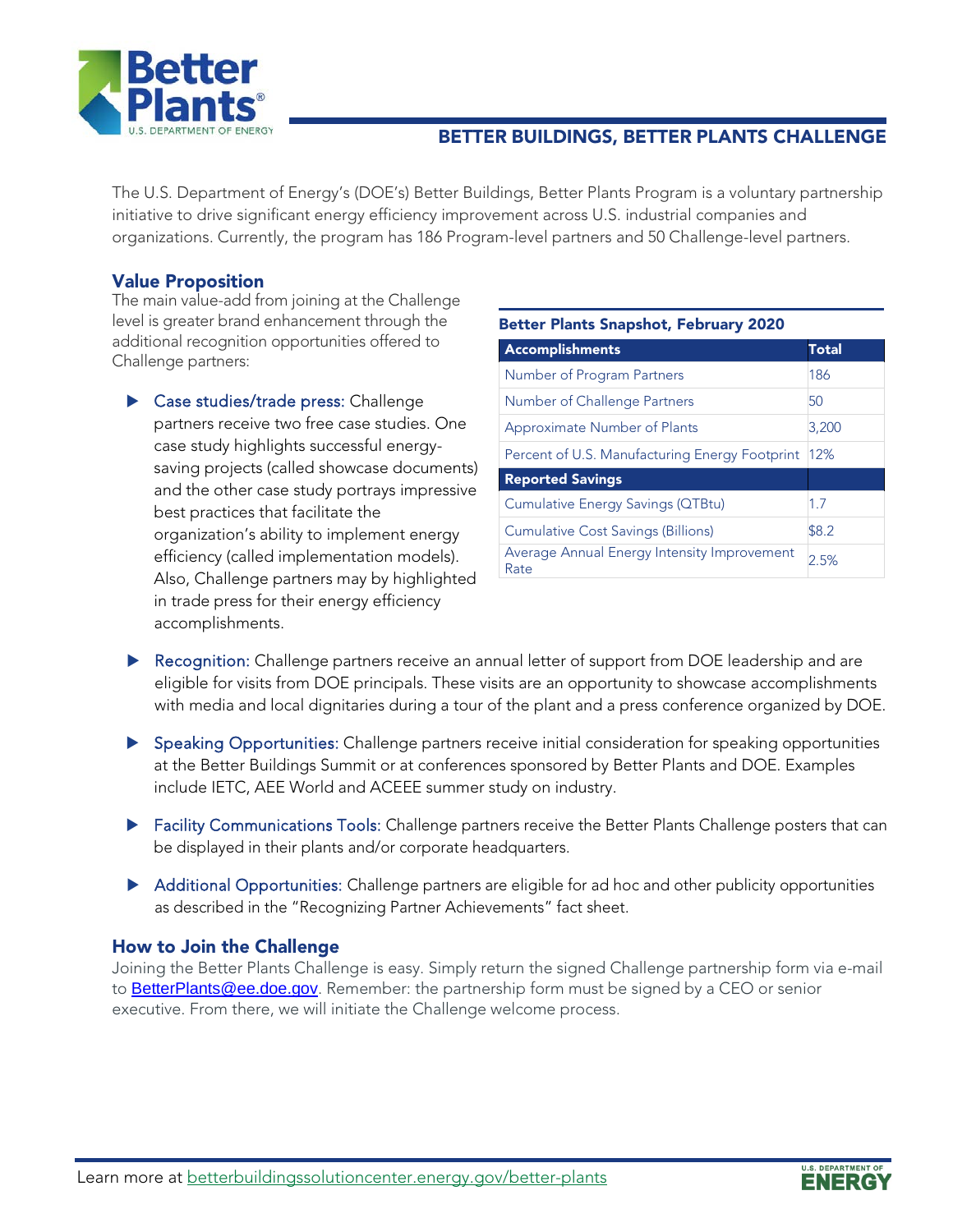# BETTER BUILDINGS, BETTER PLANTS CHALLENGE

The U.S. Department of Energy's (DOE's) Better Buildings, Better Plants Program is a voluntary partnership initiative to drive significant energy efficiency improvement across U.S. industrial companies and organizations. Currently, the program has 186 Program-level partners and 50 Challenge-level partners.

## Value Proposition

The main value-add from joining at the Challenge level is greater brand enhancement through the additional recognition opportunities offered to Challenge partners:

- Case studies/trade press: Challenge partners receive two free case studies. One case study highlights successful energy-saving projects (called showcase documents) and the other case study portrays impressive best practices that facilitate the organization's ability to implement energy efficiency (called implementation models). Also, Challenge partners may by highlighted in trade press for their energy efficiency accomplishments.
- Recognition: Challenge partners receive an annual letter of support from DOE leadership and are eligible for visits from DOE principals. These visits are an opportunity to showcase accomplishments with media and local dignitaries during a tour of the plant and a press conference organized by DOE.
- Speaking Opportunities: Challenge partners receive initial consideration for speaking opportunities at the Better Buildings Summit or at conferences sponsored by Better Plants and DOE. Examples include IETC, AEE World and ACEEE summer study on industry.
- Facility Communications Tools: Challenge partners receive the Better Plants Challenge posters that can be displayed in their plants and/or corporate headquarters.
- Additional Opportunities: Challenge partners are eligible for ad hoc and other publicity opportunities as described in the "Recognizing Partner Achievements" fact sheet.

**Better Plants Snapshot, February 2020**

| Accomplishments | Total |
|---|---|
| Number of Program Partners | 186 |
| Number of Challenge Partners | 50 |
| Approximate Number of Plants | 3,200 |
| Percent of U.S. Manufacturing Energy Footprint | 12% |
| **Reported Savings** | |
| Cumulative Energy Savings (QTBtu) | 1.7 |
| Cumulative Cost Savings (Billions) | $8.2 |
| Average Annual Energy Intensity Improvement Rate | 2.5% |

## How to Join the Challenge

Joining the Better Plants Challenge is easy. Simply return the signed Challenge partnership form via e-mail to BetterPlants@ee.doe.gov. Remember: the partnership form must be signed by a CEO or senior executive. From there, we will initiate the Challenge welcome process.

Learn more at betterbuildingssolutioncenter.energy.gov/better-plants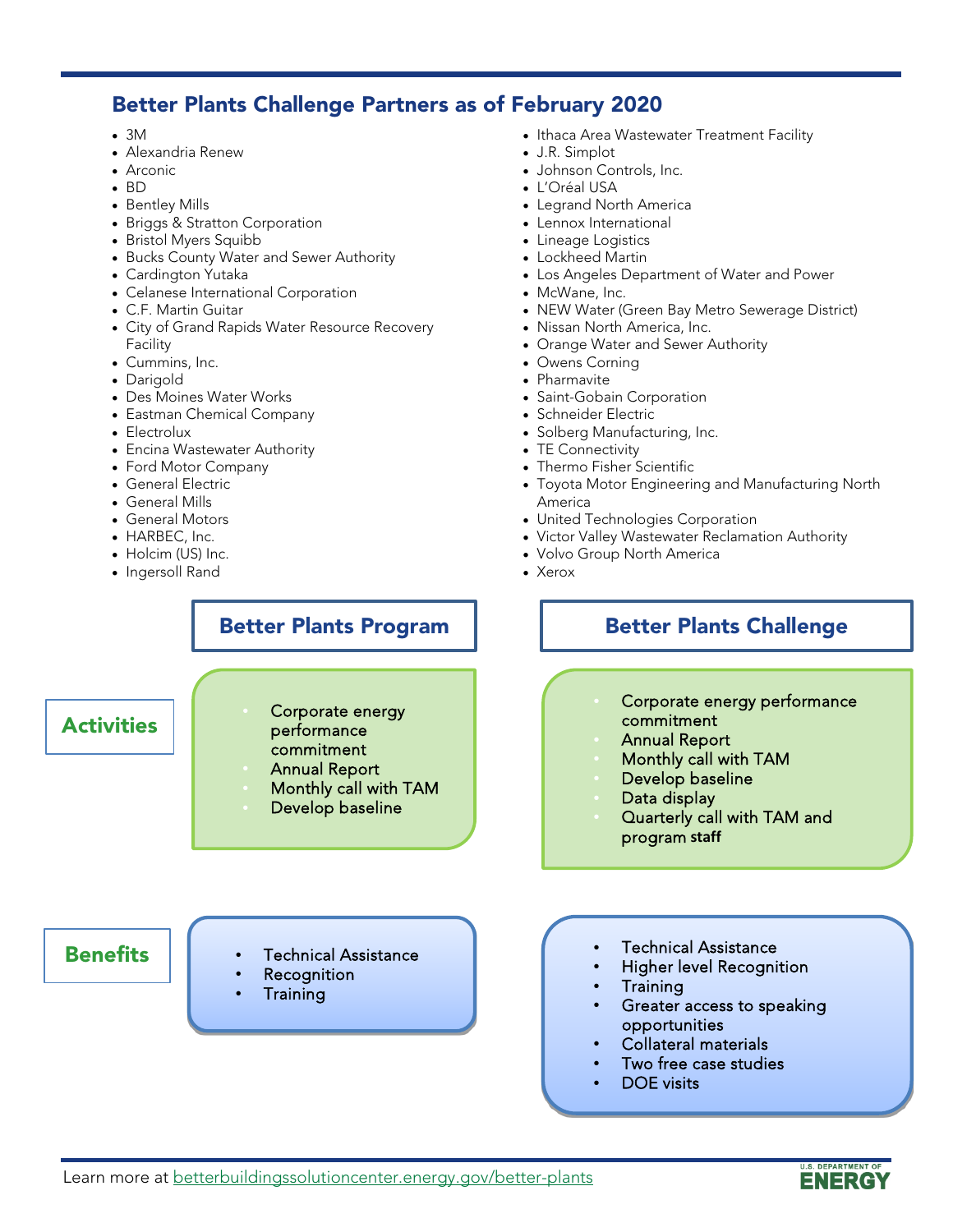## Better Plants Challenge Partners as of February 2020

- 3M
- Alexandria Renew
- Arconic
- BD
- Bentley Mills
- Briggs & Stratton Corporation
- Bristol Myers Squibb
- Bucks County Water and Sewer Authority
- Cardington Yutaka
- Celanese International Corporation
- C.F. Martin Guitar
- City of Grand Rapids Water Resource Recovery Facility
- Cummins, Inc.
- Darigold
- Des Moines Water Works
- Eastman Chemical Company
- Electrolux
- Encina Wastewater Authority
- Ford Motor Company
- General Electric
- General Mills
- General Motors
- HARBEC, Inc.
- Holcim (US) Inc.
- Ingersoll Rand
- Ithaca Area Wastewater Treatment Facility
- J.R. Simplot
- Johnson Controls, Inc.
- L'Oréal USA
- Legrand North America
- Lennox International
- Lineage Logistics
- Lockheed Martin
- Los Angeles Department of Water and Power
- McWane, Inc.
- NEW Water (Green Bay Metro Sewerage District)
- Nissan North America, Inc.
- Orange Water and Sewer Authority
- Owens Corning
- Pharmavite
- Saint-Gobain Corporation
- Schneider Electric
- Solberg Manufacturing, Inc.
- TE Connectivity
- Thermo Fisher Scientific
- Toyota Motor Engineering and Manufacturing North America
- United Technologies Corporation
- Victor Valley Wastewater Reclamation Authority
- Volvo Group North America
- Xerox

| | Better Plants Program | Better Plants Challenge |
|---|---|---|
| **Activities** | • Corporate energy performance commitment<br>• Annual Report<br>• Monthly call with TAM<br>• Develop baseline | • Corporate energy performance commitment<br>• Annual Report<br>• Monthly call with TAM<br>• Develop baseline<br>• Data display<br>• Quarterly call with TAM and program staff |
| **Benefits** | • Technical Assistance<br>• Recognition<br>• Training | • Technical Assistance<br>• Higher level Recognition<br>• Training<br>• Greater access to speaking opportunities<br>• Collateral materials<br>• Two free case studies<br>• DOE visits |

Learn more at betterbuildingssolutioncenter.energy.gov/better-plants

U.S. DEPARTMENT OF ENERGY